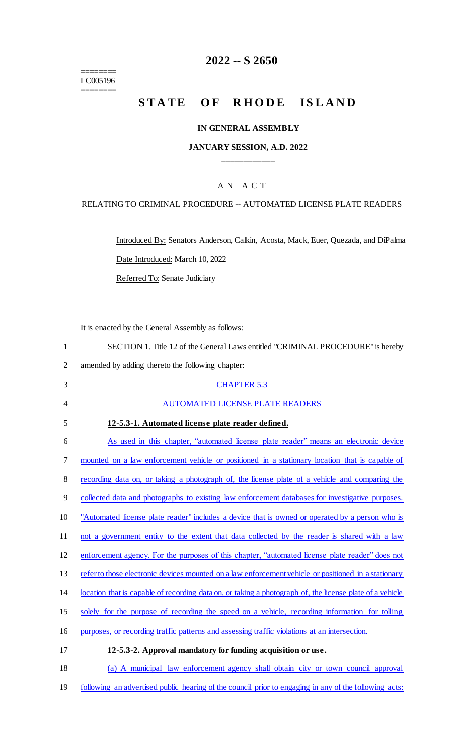========
LC005196
========

# 2022 -- S 2650

# STATE OF RHODE ISLAND

## IN GENERAL ASSEMBLY

### JANUARY SESSION, A.D. 2022

____________

A N A C T

RELATING TO CRIMINAL PROCEDURE -- AUTOMATED LICENSE PLATE READERS

Introduced By: Senators Anderson, Calkin, Acosta, Mack, Euer, Quezada, and DiPalma

Date Introduced: March 10, 2022

Referred To: Senate Judiciary

It is enacted by the General Assembly as follows:

1 SECTION 1. Title 12 of the General Laws entitled "CRIMINAL PROCEDURE" is hereby
2 amended by adding thereto the following chapter:

3 CHAPTER 5.3

4 AUTOMATED LICENSE PLATE READERS

5 **12-5.3-1. Automated license plate reader defined.**

6 As used in this chapter, "automated license plate reader" means an electronic device
7 mounted on a law enforcement vehicle or positioned in a stationary location that is capable of
8 recording data on, or taking a photograph of, the license plate of a vehicle and comparing the
9 collected data and photographs to existing law enforcement databases for investigative purposes.
10 "Automated license plate reader" includes a device that is owned or operated by a person who is
11 not a government entity to the extent that data collected by the reader is shared with a law
12 enforcement agency. For the purposes of this chapter, "automated license plate reader" does not
13 refer to those electronic devices mounted on a law enforcement vehicle or positioned in a stationary
14 location that is capable of recording data on, or taking a photograph of, the license plate of a vehicle
15 solely for the purpose of recording the speed on a vehicle, recording information for tolling
16 purposes, or recording traffic patterns and assessing traffic violations at an intersection.

17 **12-5.3-2. Approval mandatory for funding acquisition or use.**

18 (a) A municipal law enforcement agency shall obtain city or town council approval
19 following an advertised public hearing of the council prior to engaging in any of the following acts: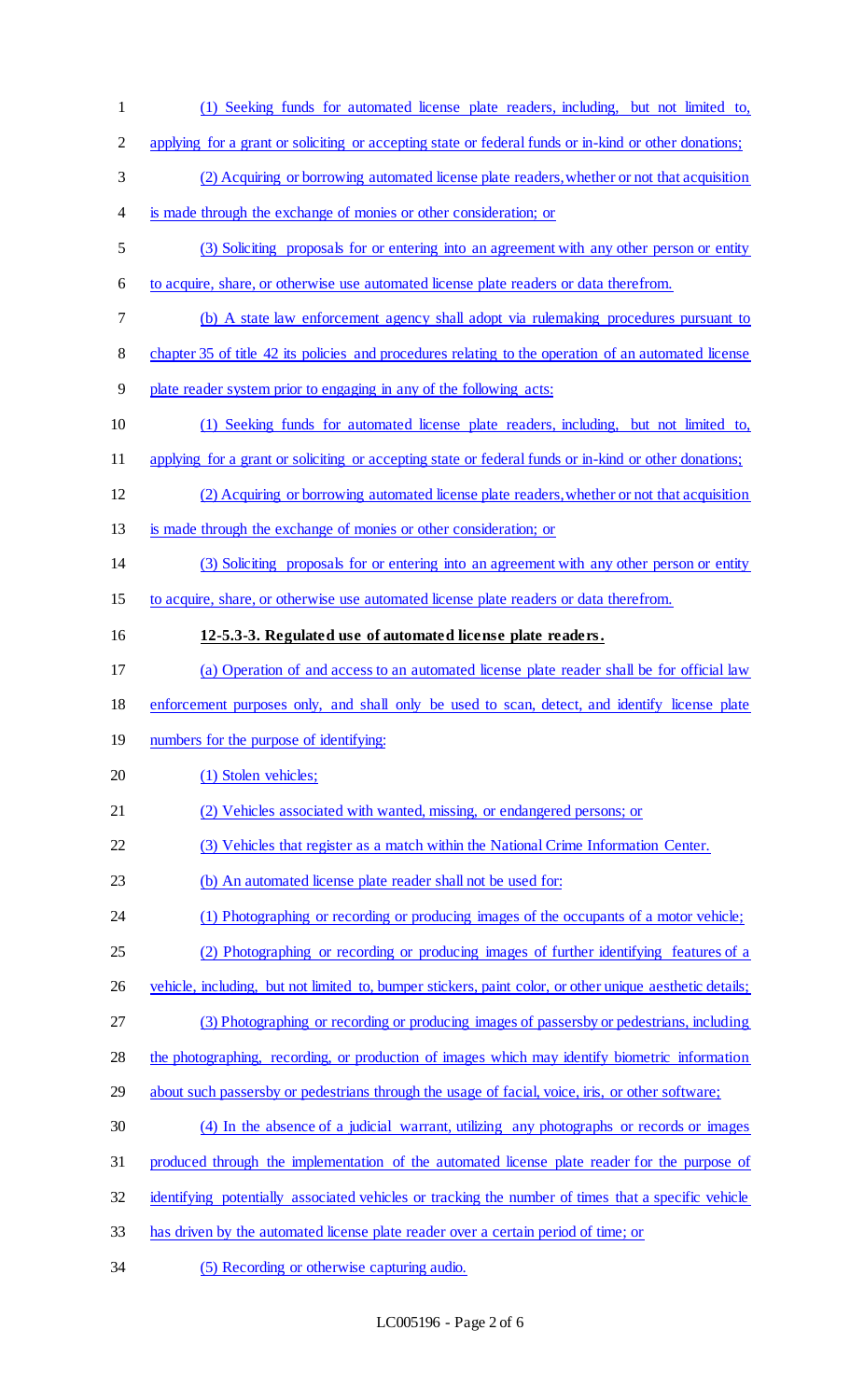(1) Seeking funds for automated license plate readers, including, but not limited to, applying for a grant or soliciting or accepting state or federal funds or in-kind or other donations;

(2) Acquiring or borrowing automated license plate readers, whether or not that acquisition is made through the exchange of monies or other consideration; or

(3) Soliciting proposals for or entering into an agreement with any other person or entity to acquire, share, or otherwise use automated license plate readers or data therefrom.

(b) A state law enforcement agency shall adopt via rulemaking procedures pursuant to chapter 35 of title 42 its policies and procedures relating to the operation of an automated license plate reader system prior to engaging in any of the following acts:

(1) Seeking funds for automated license plate readers, including, but not limited to, applying for a grant or soliciting or accepting state or federal funds or in-kind or other donations;

(2) Acquiring or borrowing automated license plate readers, whether or not that acquisition is made through the exchange of monies or other consideration; or

(3) Soliciting proposals for or entering into an agreement with any other person or entity to acquire, share, or otherwise use automated license plate readers or data therefrom.

**12-5.3-3. Regulated use of automated license plate readers.**

(a) Operation of and access to an automated license plate reader shall be for official law enforcement purposes only, and shall only be used to scan, detect, and identify license plate numbers for the purpose of identifying:

(1) Stolen vehicles;

(2) Vehicles associated with wanted, missing, or endangered persons; or

(3) Vehicles that register as a match within the National Crime Information Center.

(b) An automated license plate reader shall not be used for:

(1) Photographing or recording or producing images of the occupants of a motor vehicle;

(2) Photographing or recording or producing images of further identifying features of a vehicle, including, but not limited to, bumper stickers, paint color, or other unique aesthetic details;

(3) Photographing or recording or producing images of passersby or pedestrians, including the photographing, recording, or production of images which may identify biometric information about such passersby or pedestrians through the usage of facial, voice, iris, or other software;

(4) In the absence of a judicial warrant, utilizing any photographs or records or images produced through the implementation of the automated license plate reader for the purpose of identifying potentially associated vehicles or tracking the number of times that a specific vehicle has driven by the automated license plate reader over a certain period of time; or

(5) Recording or otherwise capturing audio.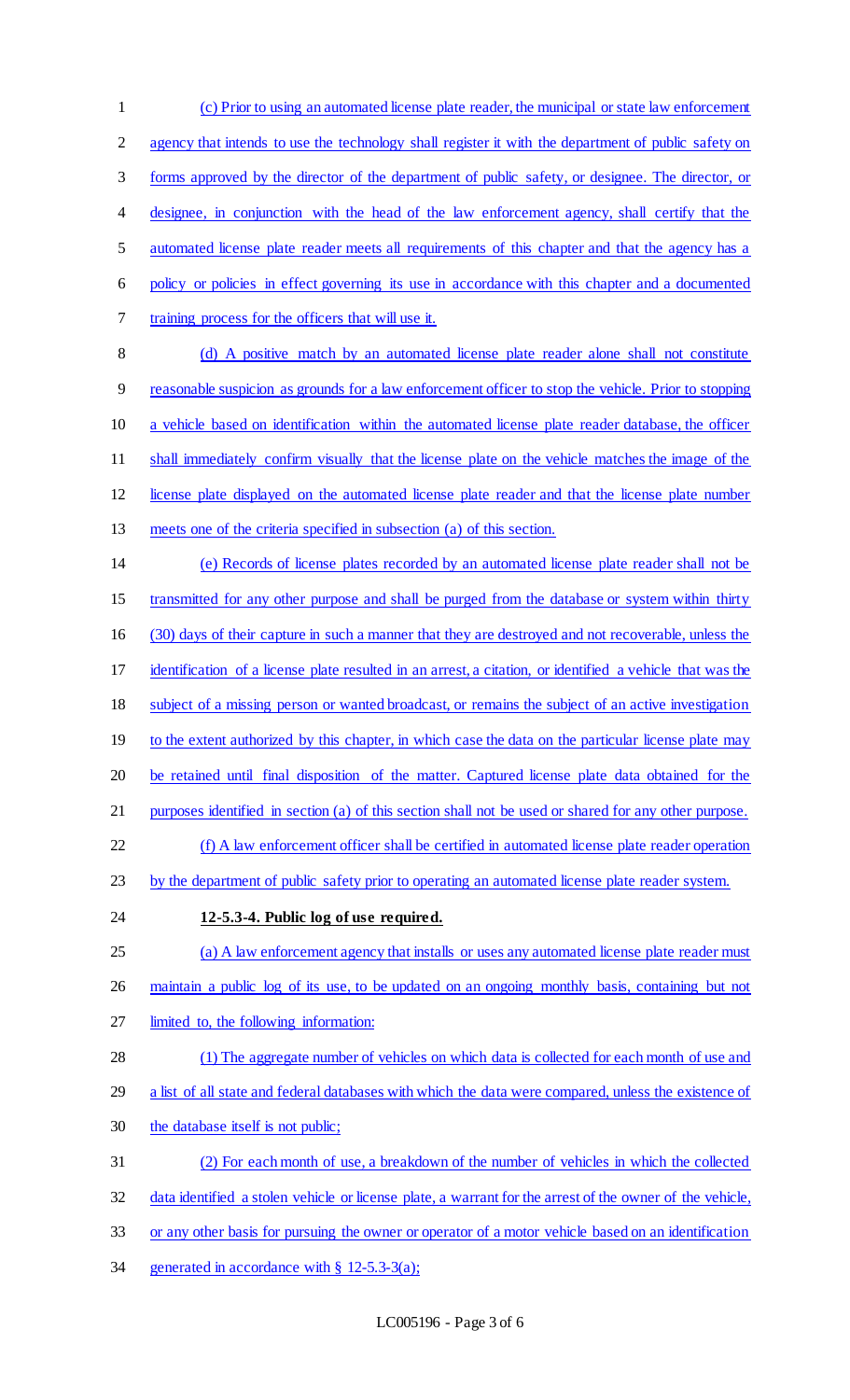(c) Prior to using an automated license plate reader, the municipal or state law enforcement agency that intends to use the technology shall register it with the department of public safety on forms approved by the director of the department of public safety, or designee. The director, or designee, in conjunction with the head of the law enforcement agency, shall certify that the automated license plate reader meets all requirements of this chapter and that the agency has a policy or policies in effect governing its use in accordance with this chapter and a documented training process for the officers that will use it.

(d) A positive match by an automated license plate reader alone shall not constitute reasonable suspicion as grounds for a law enforcement officer to stop the vehicle. Prior to stopping a vehicle based on identification within the automated license plate reader database, the officer shall immediately confirm visually that the license plate on the vehicle matches the image of the license plate displayed on the automated license plate reader and that the license plate number meets one of the criteria specified in subsection (a) of this section.

(e) Records of license plates recorded by an automated license plate reader shall not be transmitted for any other purpose and shall be purged from the database or system within thirty (30) days of their capture in such a manner that they are destroyed and not recoverable, unless the identification of a license plate resulted in an arrest, a citation, or identified a vehicle that was the subject of a missing person or wanted broadcast, or remains the subject of an active investigation to the extent authorized by this chapter, in which case the data on the particular license plate may be retained until final disposition of the matter. Captured license plate data obtained for the purposes identified in section (a) of this section shall not be used or shared for any other purpose.

(f) A law enforcement officer shall be certified in automated license plate reader operation by the department of public safety prior to operating an automated license plate reader system.

**12-5.3-4. Public log of use required.**

(a) A law enforcement agency that installs or uses any automated license plate reader must maintain a public log of its use, to be updated on an ongoing monthly basis, containing but not limited to, the following information:

(1) The aggregate number of vehicles on which data is collected for each month of use and a list of all state and federal databases with which the data were compared, unless the existence of the database itself is not public;

(2) For each month of use, a breakdown of the number of vehicles in which the collected data identified a stolen vehicle or license plate, a warrant for the arrest of the owner of the vehicle, or any other basis for pursuing the owner or operator of a motor vehicle based on an identification generated in accordance with § 12-5.3-3(a);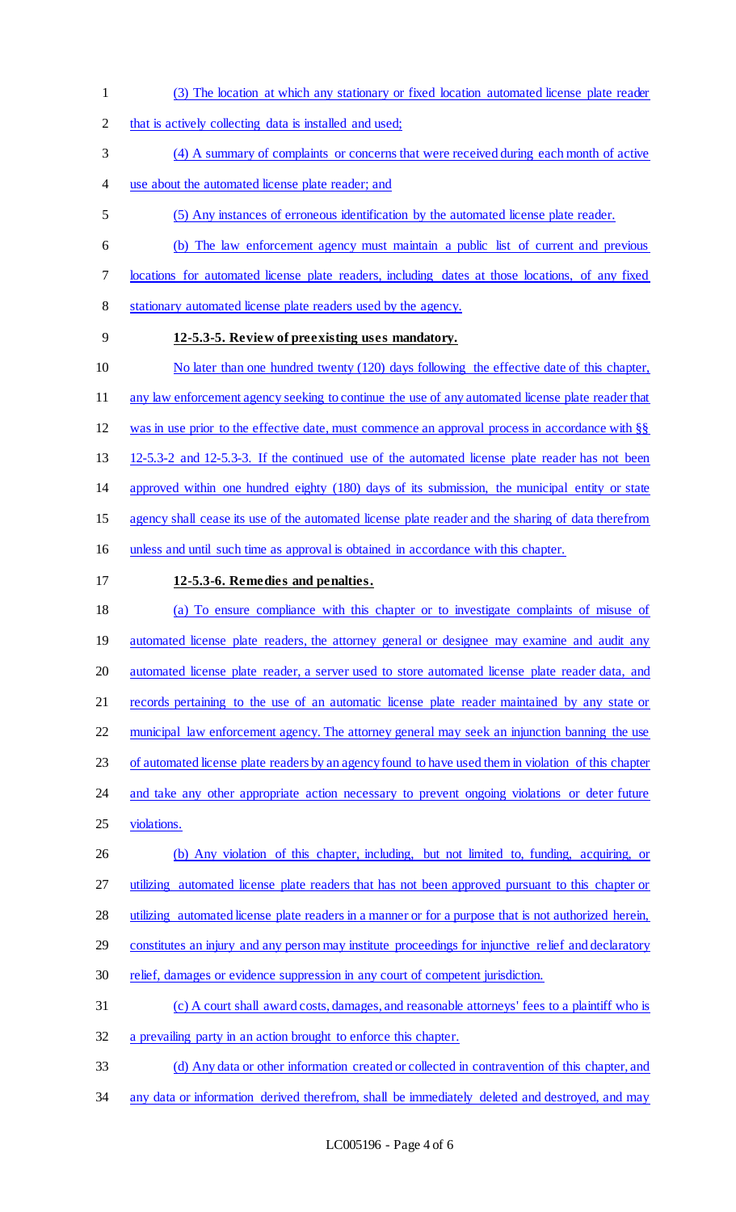(3) The location at which any stationary or fixed location automated license plate reader that is actively collecting data is installed and used;

(4) A summary of complaints or concerns that were received during each month of active use about the automated license plate reader; and

(5) Any instances of erroneous identification by the automated license plate reader.

(b) The law enforcement agency must maintain a public list of current and previous locations for automated license plate readers, including dates at those locations, of any fixed stationary automated license plate readers used by the agency.

**12-5.3-5. Review of preexisting uses mandatory.**

No later than one hundred twenty (120) days following the effective date of this chapter, any law enforcement agency seeking to continue the use of any automated license plate reader that was in use prior to the effective date, must commence an approval process in accordance with §§ 12-5.3-2 and 12-5.3-3. If the continued use of the automated license plate reader has not been approved within one hundred eighty (180) days of its submission, the municipal entity or state agency shall cease its use of the automated license plate reader and the sharing of data therefrom unless and until such time as approval is obtained in accordance with this chapter.

**12-5.3-6. Remedies and penalties.**

(a) To ensure compliance with this chapter or to investigate complaints of misuse of automated license plate readers, the attorney general or designee may examine and audit any automated license plate reader, a server used to store automated license plate reader data, and records pertaining to the use of an automatic license plate reader maintained by any state or municipal law enforcement agency. The attorney general may seek an injunction banning the use of automated license plate readers by an agency found to have used them in violation of this chapter and take any other appropriate action necessary to prevent ongoing violations or deter future violations.

(b) Any violation of this chapter, including, but not limited to, funding, acquiring, or utilizing automated license plate readers that has not been approved pursuant to this chapter or utilizing automated license plate readers in a manner or for a purpose that is not authorized herein, constitutes an injury and any person may institute proceedings for injunctive relief and declaratory relief, damages or evidence suppression in any court of competent jurisdiction.

(c) A court shall award costs, damages, and reasonable attorneys' fees to a plaintiff who is a prevailing party in an action brought to enforce this chapter.

(d) Any data or other information created or collected in contravention of this chapter, and any data or information derived therefrom, shall be immediately deleted and destroyed, and may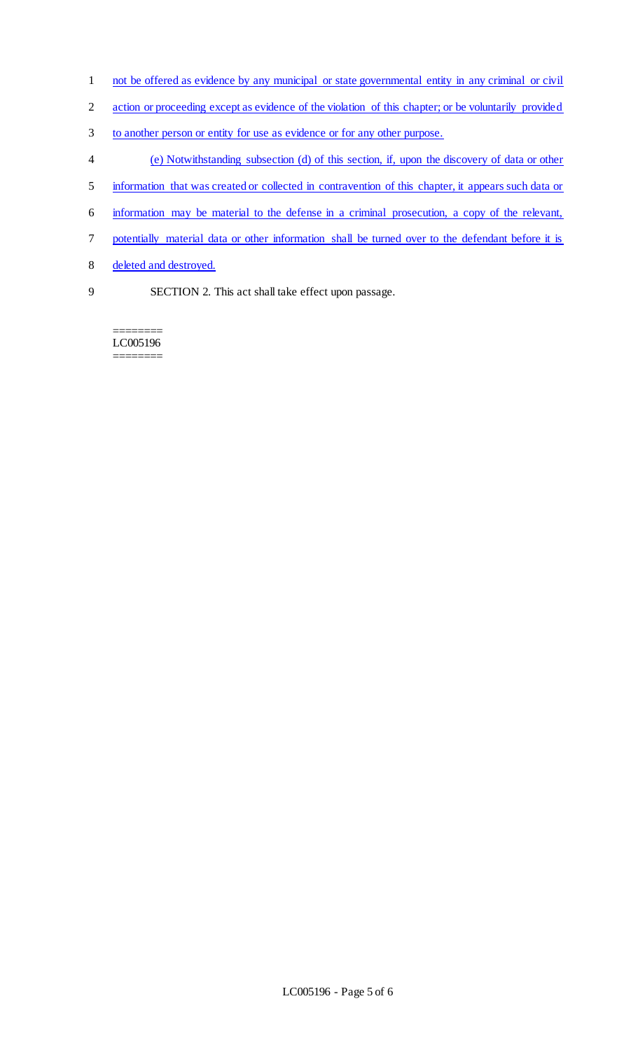not be offered as evidence by any municipal or state governmental entity in any criminal or civil action or proceeding except as evidence of the violation of this chapter; or be voluntarily provided to another person or entity for use as evidence or for any other purpose.

(e) Notwithstanding subsection (d) of this section, if, upon the discovery of data or other information that was created or collected in contravention of this chapter, it appears such data or information may be material to the defense in a criminal prosecution, a copy of the relevant, potentially material data or other information shall be turned over to the defendant before it is deleted and destroyed.

SECTION 2. This act shall take effect upon passage.

========
LC005196
========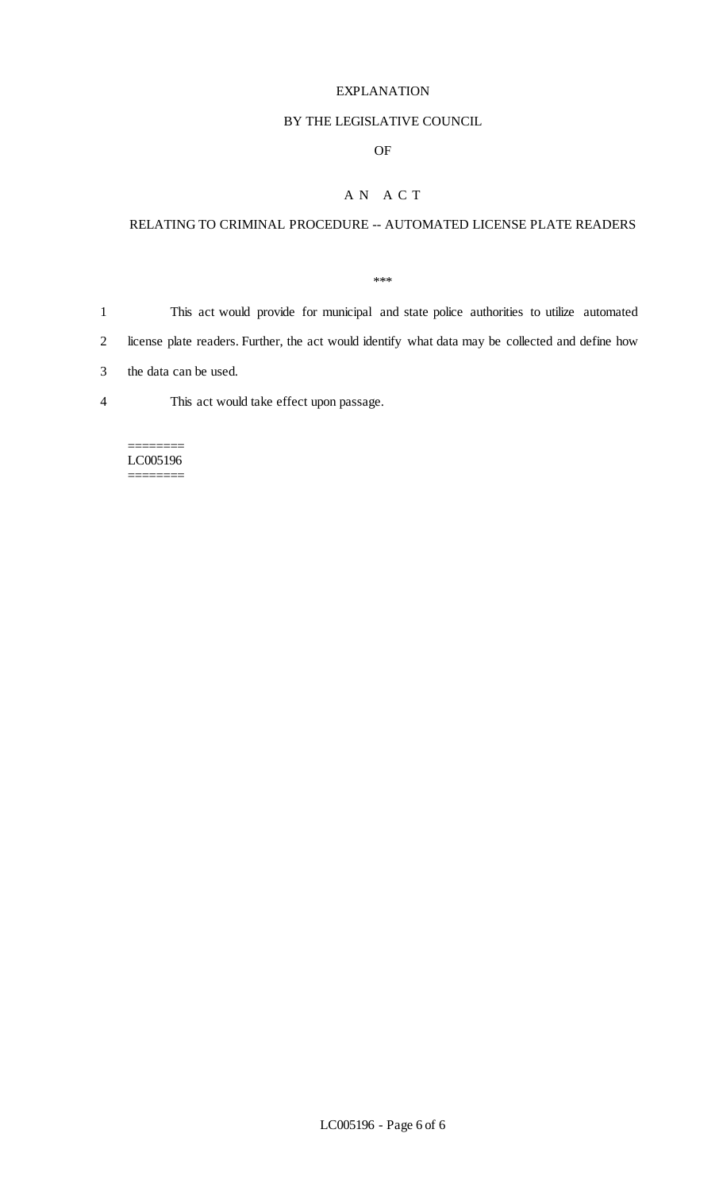EXPLANATION

BY THE LEGISLATIVE COUNCIL

OF

A N A C T

RELATING TO CRIMINAL PROCEDURE -- AUTOMATED LICENSE PLATE READERS

***

1 This act would provide for municipal and state police authorities to utilize automated
2 license plate readers. Further, the act would identify what data may be collected and define how
3 the data can be used.
4 This act would take effect upon passage.

========
LC005196
========